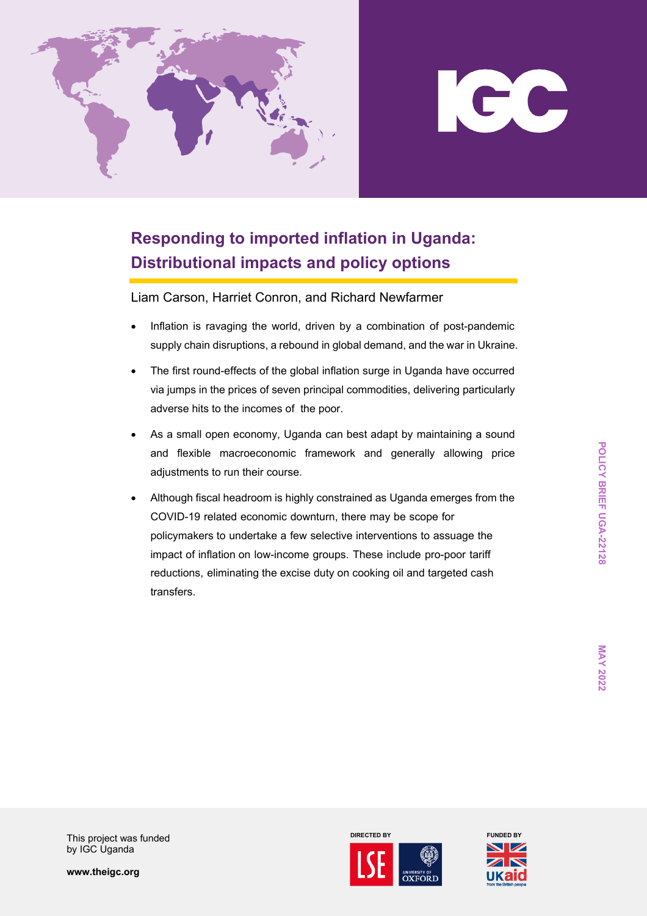# Responding to imported inflation in Uganda: Distributional impacts and policy options

Liam Carson, Harriet Conron, and Richard Newfarmer

- Inflation is ravaging the world, driven by a combination of post-pandemic supply chain disruptions, a rebound in global demand, and the war in Ukraine.
- The first round-effects of the global inflation surge in Uganda have occurred via jumps in the prices of seven principal commodities, delivering particularly adverse hits to the incomes of the poor.
- As a small open economy, Uganda can best adapt by maintaining a sound and flexible macroeconomic framework and generally allowing price adjustments to run their course.
- Although fiscal headroom is highly constrained as Uganda emerges from the COVID-19 related economic downturn, there may be scope for policymakers to undertake a few selective interventions to assuage the impact of inflation on low-income groups. These include pro-poor tariff reductions, eliminating the excise duty on cooking oil and targeted cash transfers.

POLICY BRIEF UGA-22128

MAY 2022

This project was funded by IGC Uganda

www.theigc.org

DIRECTED BY

FUNDED BY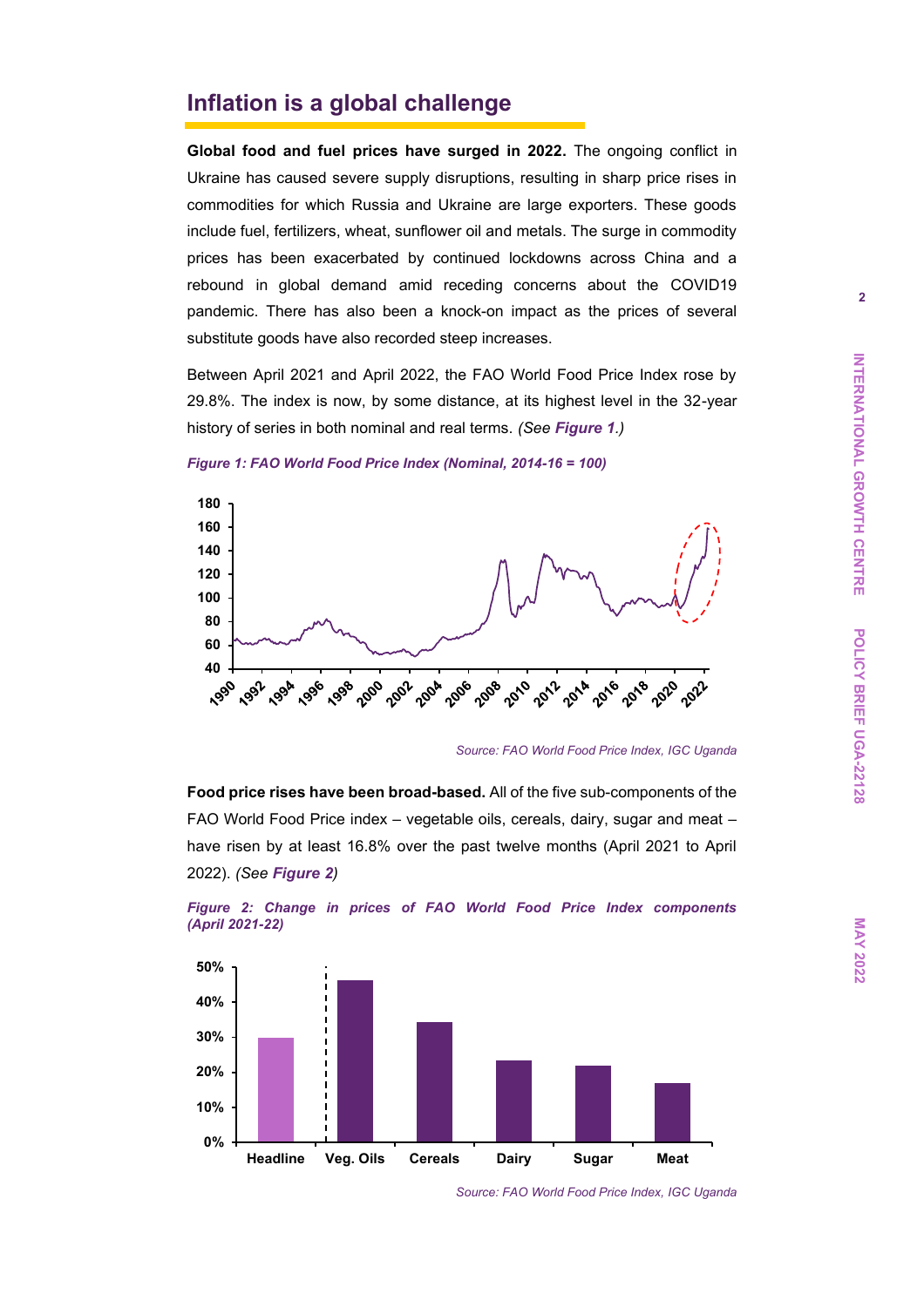## Inflation is a global challenge

**Global food and fuel prices have surged in 2022.** The ongoing conflict in Ukraine has caused severe supply disruptions, resulting in sharp price rises in commodities for which Russia and Ukraine are large exporters. These goods include fuel, fertilizers, wheat, sunflower oil and metals. The surge in commodity prices has been exacerbated by continued lockdowns across China and a rebound in global demand amid receding concerns about the COVID19 pandemic. There has also been a knock-on impact as the prices of several substitute goods have also recorded steep increases.

Between April 2021 and April 2022, the FAO World Food Price Index rose by 29.8%. The index is now, by some distance, at its highest level in the 32-year history of series in both nominal and real terms. *(See **Figure 1**.)*

***Figure 1: FAO World Food Price Index (Nominal, 2014-16 = 100)***

*Source: FAO World Food Price Index, IGC Uganda*

**Food price rises have been broad-based.** All of the five sub-components of the FAO World Food Price index – vegetable oils, cereals, dairy, sugar and meat – have risen by at least 16.8% over the past twelve months (April 2021 to April 2022). *(See **Figure 2**)*

***Figure 2: Change in prices of FAO World Food Price Index components (April 2021-22)***

*Source: FAO World Food Price Index, IGC Uganda*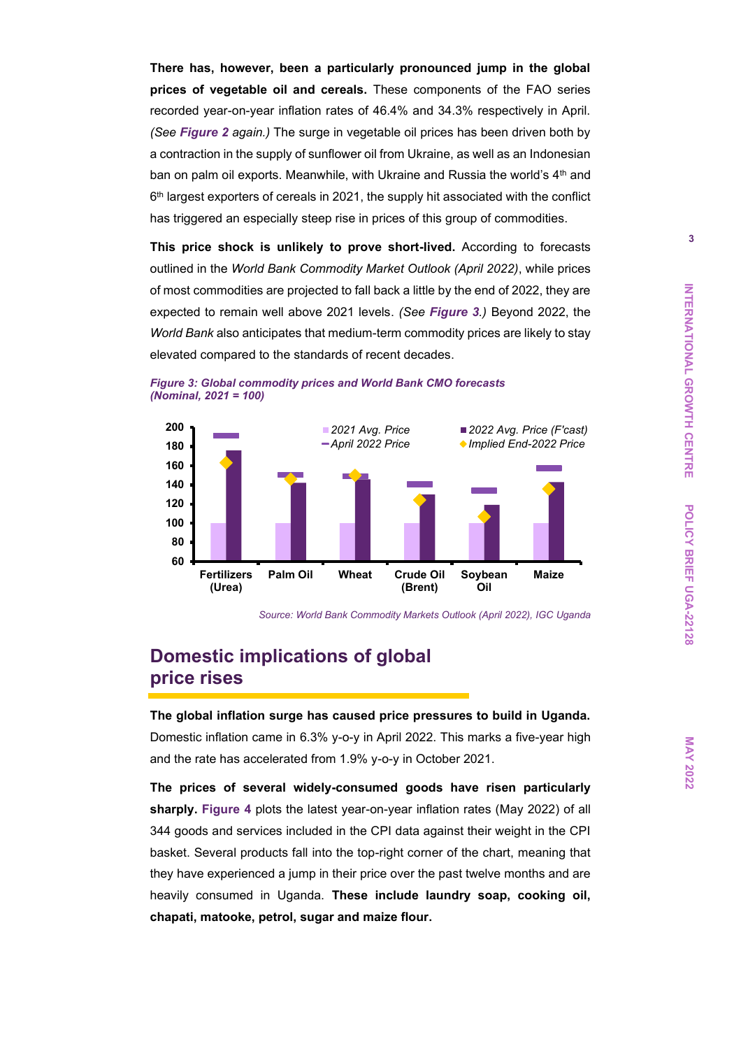**There has, however, been a particularly pronounced jump in the global prices of vegetable oil and cereals.** These components of the FAO series recorded year-on-year inflation rates of 46.4% and 34.3% respectively in April. *(See **Figure 2** again.)* The surge in vegetable oil prices has been driven both by a contraction in the supply of sunflower oil from Ukraine, as well as an Indonesian ban on palm oil exports. Meanwhile, with Ukraine and Russia the world's 4th and 6th largest exporters of cereals in 2021, the supply hit associated with the conflict has triggered an especially steep rise in prices of this group of commodities.

**This price shock is unlikely to prove short-lived.** According to forecasts outlined in the *World Bank Commodity Market Outlook (April 2022)*, while prices of most commodities are projected to fall back a little by the end of 2022, they are expected to remain well above 2021 levels. *(See **Figure 3**.)* Beyond 2022, the *World Bank* also anticipates that medium-term commodity prices are likely to stay elevated compared to the standards of recent decades.

***Figure 3: Global commodity prices and World Bank CMO forecasts (Nominal, 2021 = 100)***

*Source: World Bank Commodity Markets Outlook (April 2022), IGC Uganda*

## Domestic implications of global price rises

**The global inflation surge has caused price pressures to build in Uganda.** Domestic inflation came in 6.3% y-o-y in April 2022. This marks a five-year high and the rate has accelerated from 1.9% y-o-y in October 2021.

**The prices of several widely-consumed goods have risen particularly sharply.** Figure 4 plots the latest year-on-year inflation rates (May 2022) of all 344 goods and services included in the CPI data against their weight in the CPI basket. Several products fall into the top-right corner of the chart, meaning that they have experienced a jump in their price over the past twelve months and are heavily consumed in Uganda. **These include laundry soap, cooking oil, chapati, matooke, petrol, sugar and maize flour.**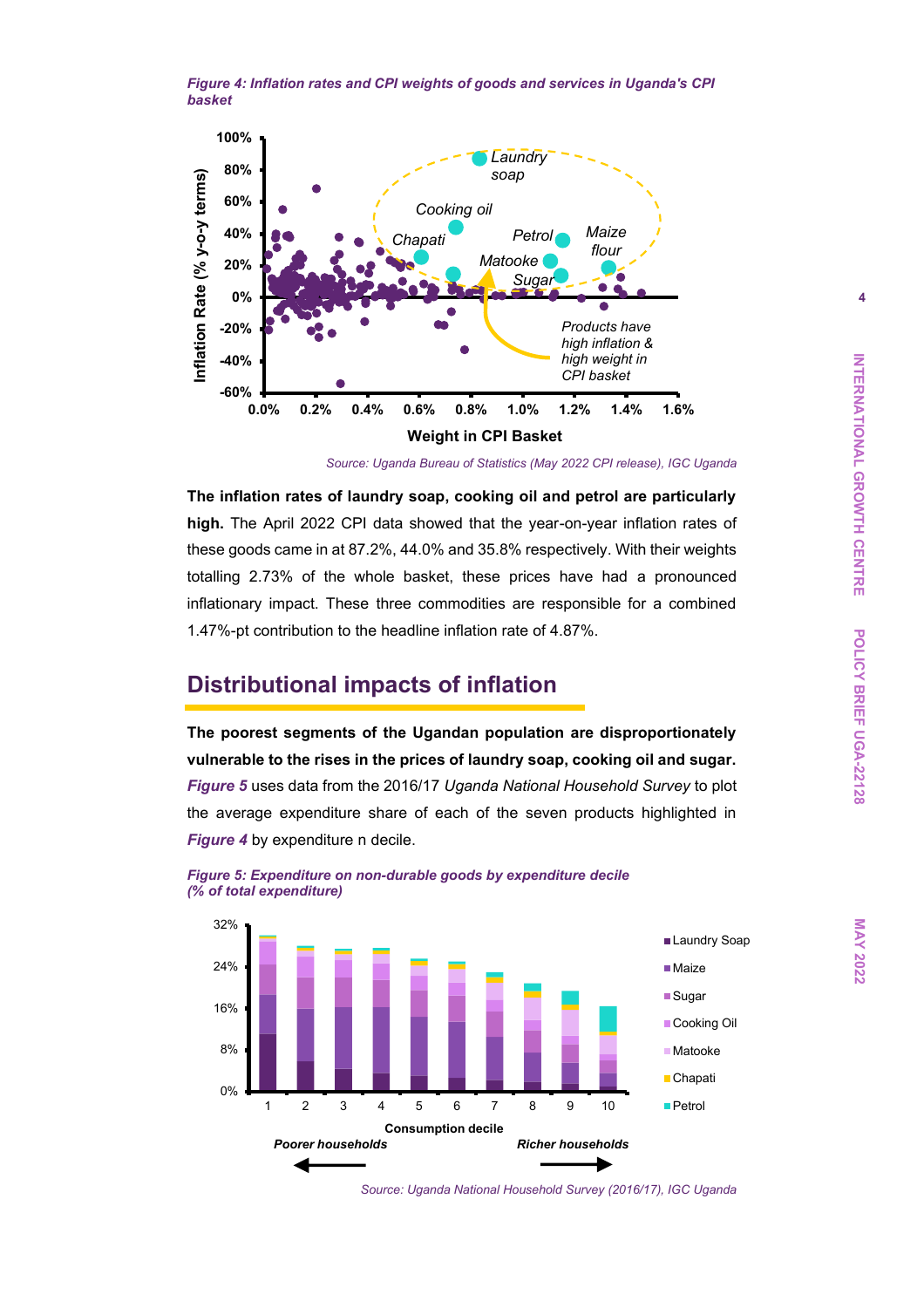*Figure 4: Inflation rates and CPI weights of goods and services in Uganda's CPI basket*

*Source: Uganda Bureau of Statistics (May 2022 CPI release), IGC Uganda*

**The inflation rates of laundry soap, cooking oil and petrol are particularly high.** The April 2022 CPI data showed that the year-on-year inflation rates of these goods came in at 87.2%, 44.0% and 35.8% respectively. With their weights totalling 2.73% of the whole basket, these prices have had a pronounced inflationary impact. These three commodities are responsible for a combined 1.47%-pt contribution to the headline inflation rate of 4.87%.

## Distributional impacts of inflation

**The poorest segments of the Ugandan population are disproportionately vulnerable to the rises in the prices of laundry soap, cooking oil and sugar.** ***Figure 5*** uses data from the 2016/17 *Uganda National Household Survey* to plot the average expenditure share of each of the seven products highlighted in ***Figure 4*** by expenditure n decile.

*Figure 5: Expenditure on non-durable goods by expenditure decile (% of total expenditure)*

*Source: Uganda National Household Survey (2016/17), IGC Uganda*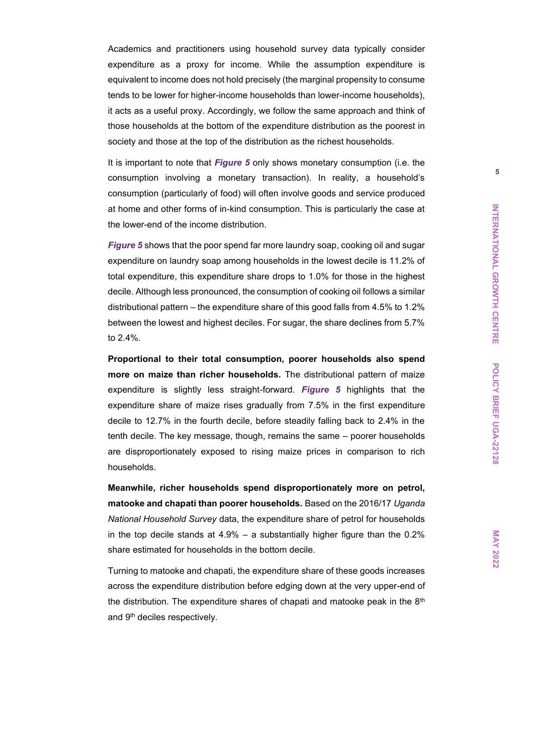Academics and practitioners using household survey data typically consider expenditure as a proxy for income. While the assumption expenditure is equivalent to income does not hold precisely (the marginal propensity to consume tends to be lower for higher-income households than lower-income households), it acts as a useful proxy. Accordingly, we follow the same approach and think of those households at the bottom of the expenditure distribution as the poorest in society and those at the top of the distribution as the richest households.

It is important to note that ***Figure 5*** only shows monetary consumption (i.e. the consumption involving a monetary transaction). In reality, a household's consumption (particularly of food) will often involve goods and service produced at home and other forms of in-kind consumption. This is particularly the case at the lower-end of the income distribution.

***Figure 5*** shows that the poor spend far more laundry soap, cooking oil and sugar expenditure on laundry soap among households in the lowest decile is 11.2% of total expenditure, this expenditure share drops to 1.0% for those in the highest decile. Although less pronounced, the consumption of cooking oil follows a similar distributional pattern – the expenditure share of this good falls from 4.5% to 1.2% between the lowest and highest deciles. For sugar, the share declines from 5.7% to 2.4%.

**Proportional to their total consumption, poorer households also spend more on maize than richer households.** The distributional pattern of maize expenditure is slightly less straight-forward. ***Figure 5*** highlights that the expenditure share of maize rises gradually from 7.5% in the first expenditure decile to 12.7% in the fourth decile, before steadily falling back to 2.4% in the tenth decile. The key message, though, remains the same – poorer households are disproportionately exposed to rising maize prices in comparison to rich households.

**Meanwhile, richer households spend disproportionately more on petrol, matooke and chapati than poorer households.** Based on the 2016/17 *Uganda National Household Survey* data, the expenditure share of petrol for households in the top decile stands at 4.9% – a substantially higher figure than the 0.2% share estimated for households in the bottom decile.

Turning to matooke and chapati, the expenditure share of these goods increases across the expenditure distribution before edging down at the very upper-end of the distribution. The expenditure shares of chapati and matooke peak in the 8th and 9th deciles respectively.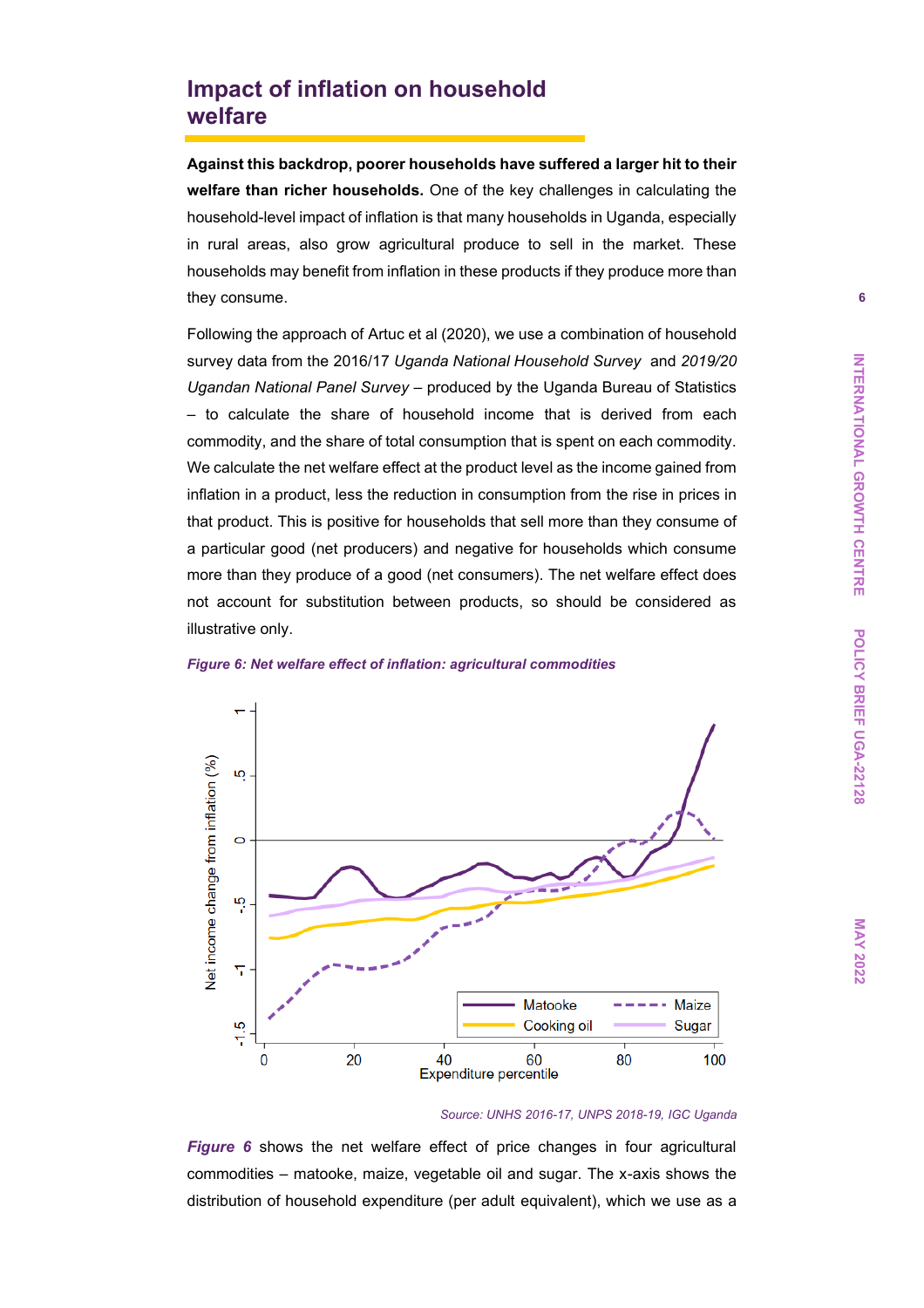## Impact of inflation on household welfare

**Against this backdrop, poorer households have suffered a larger hit to their welfare than richer households.** One of the key challenges in calculating the household-level impact of inflation is that many households in Uganda, especially in rural areas, also grow agricultural produce to sell in the market. These households may benefit from inflation in these products if they produce more than they consume.

Following the approach of Artuc et al (2020), we use a combination of household survey data from the 2016/17 *Uganda National Household Survey* and *2019/20 Ugandan National Panel Survey* – produced by the Uganda Bureau of Statistics – to calculate the share of household income that is derived from each commodity, and the share of total consumption that is spent on each commodity. We calculate the net welfare effect at the product level as the income gained from inflation in a product, less the reduction in consumption from the rise in prices in that product. This is positive for households that sell more than they consume of a particular good (net producers) and negative for households which consume more than they produce of a good (net consumers). The net welfare effect does not account for substitution between products, so should be considered as illustrative only.

***Figure 6: Net welfare effect of inflation: agricultural commodities***

*Source: UNHS 2016-17, UNPS 2018-19, IGC Uganda*

***Figure 6*** shows the net welfare effect of price changes in four agricultural commodities – matooke, maize, vegetable oil and sugar. The x-axis shows the distribution of household expenditure (per adult equivalent), which we use as a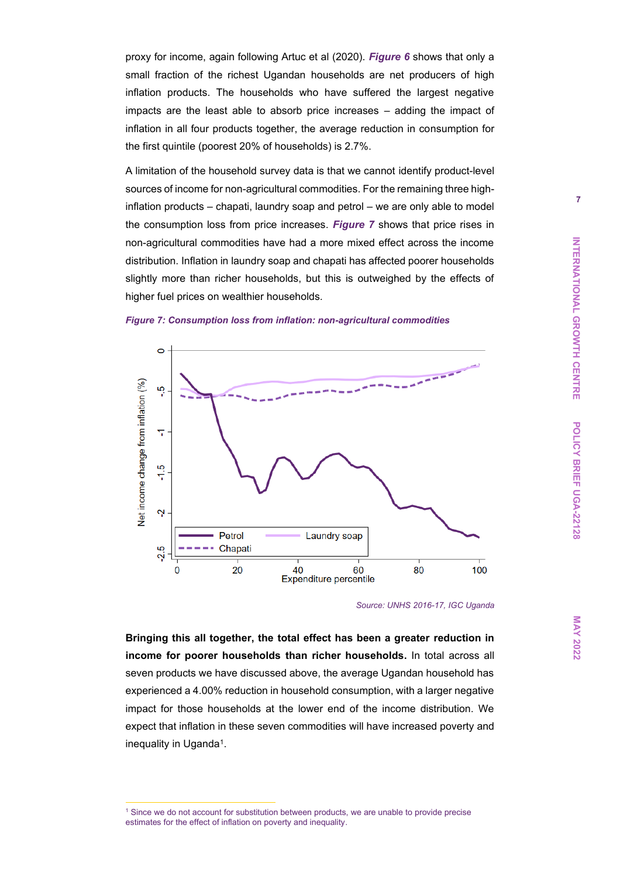proxy for income, again following Artuc et al (2020). ***Figure 6*** shows that only a small fraction of the richest Ugandan households are net producers of high inflation products. The households who have suffered the largest negative impacts are the least able to absorb price increases – adding the impact of inflation in all four products together, the average reduction in consumption for the first quintile (poorest 20% of households) is 2.7%.

A limitation of the household survey data is that we cannot identify product-level sources of income for non-agricultural commodities. For the remaining three high-inflation products – chapati, laundry soap and petrol – we are only able to model the consumption loss from price increases. ***Figure 7*** shows that price rises in non-agricultural commodities have had a more mixed effect across the income distribution. Inflation in laundry soap and chapati has affected poorer households slightly more than richer households, but this is outweighed by the effects of higher fuel prices on wealthier households.

***Figure 7: Consumption loss from inflation: non-agricultural commodities***

*Source: UNHS 2016-17, IGC Uganda*

**Bringing this all together, the total effect has been a greater reduction in income for poorer households than richer households.** In total across all seven products we have discussed above, the average Ugandan household has experienced a 4.00% reduction in household consumption, with a larger negative impact for those households at the lower end of the income distribution. We expect that inflation in these seven commodities will have increased poverty and inequality in Uganda[1].

[1] Since we do not account for substitution between products, we are unable to provide precise estimates for the effect of inflation on poverty and inequality.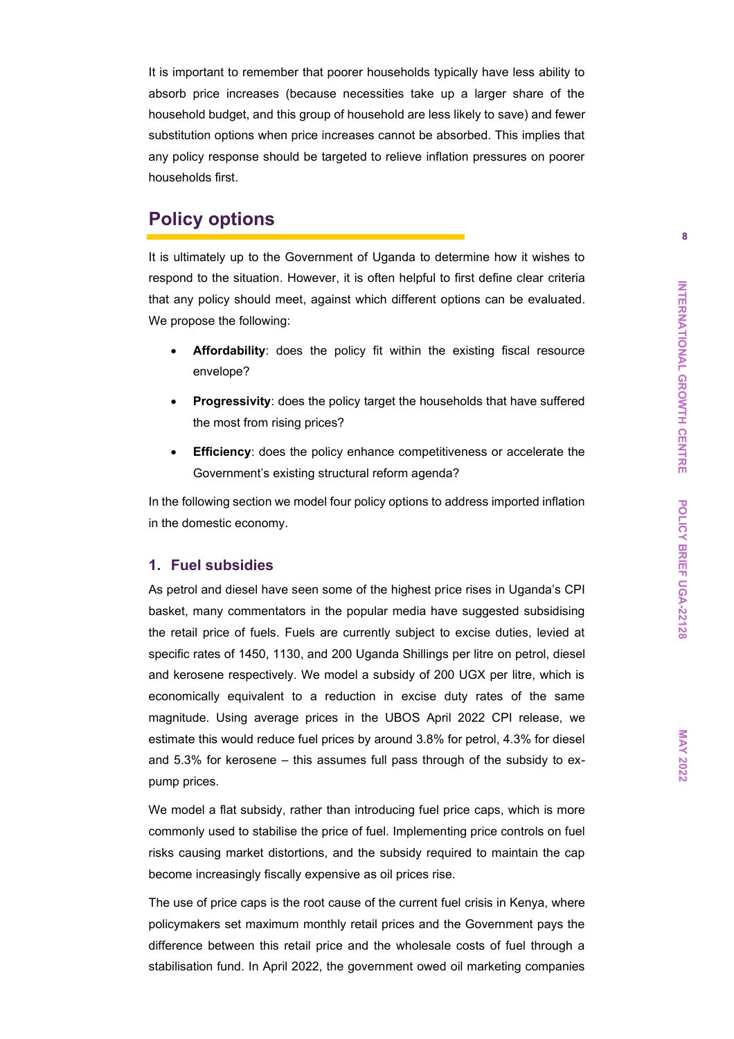It is important to remember that poorer households typically have less ability to absorb price increases (because necessities take up a larger share of the household budget, and this group of household are less likely to save) and fewer substitution options when price increases cannot be absorbed. This implies that any policy response should be targeted to relieve inflation pressures on poorer households first.

## Policy options

It is ultimately up to the Government of Uganda to determine how it wishes to respond to the situation. However, it is often helpful to first define clear criteria that any policy should meet, against which different options can be evaluated. We propose the following:

- **Affordability**: does the policy fit within the existing fiscal resource envelope?
- **Progressivity**: does the policy target the households that have suffered the most from rising prices?
- **Efficiency**: does the policy enhance competitiveness or accelerate the Government's existing structural reform agenda?

In the following section we model four policy options to address imported inflation in the domestic economy.

### 1. Fuel subsidies

As petrol and diesel have seen some of the highest price rises in Uganda's CPI basket, many commentators in the popular media have suggested subsidising the retail price of fuels. Fuels are currently subject to excise duties, levied at specific rates of 1450, 1130, and 200 Uganda Shillings per litre on petrol, diesel and kerosene respectively. We model a subsidy of 200 UGX per litre, which is economically equivalent to a reduction in excise duty rates of the same magnitude. Using average prices in the UBOS April 2022 CPI release, we estimate this would reduce fuel prices by around 3.8% for petrol, 4.3% for diesel and 5.3% for kerosene – this assumes full pass through of the subsidy to ex-pump prices.

We model a flat subsidy, rather than introducing fuel price caps, which is more commonly used to stabilise the price of fuel. Implementing price controls on fuel risks causing market distortions, and the subsidy required to maintain the cap become increasingly fiscally expensive as oil prices rise.

The use of price caps is the root cause of the current fuel crisis in Kenya, where policymakers set maximum monthly retail prices and the Government pays the difference between this retail price and the wholesale costs of fuel through a stabilisation fund. In April 2022, the government owed oil marketing companies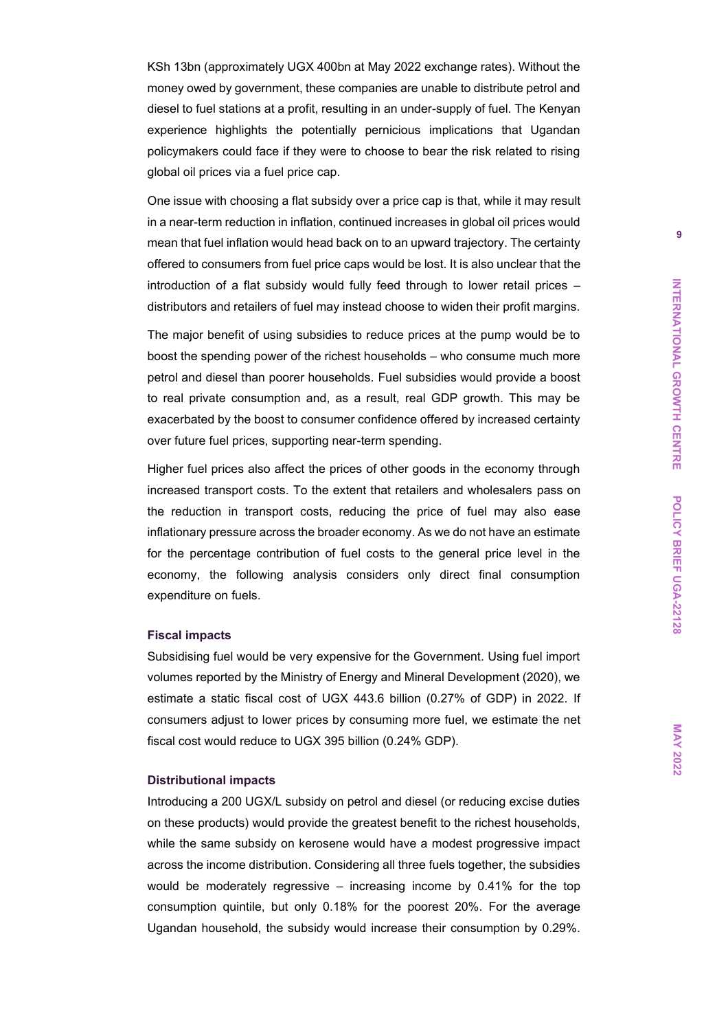KSh 13bn (approximately UGX 400bn at May 2022 exchange rates). Without the money owed by government, these companies are unable to distribute petrol and diesel to fuel stations at a profit, resulting in an under-supply of fuel. The Kenyan experience highlights the potentially pernicious implications that Ugandan policymakers could face if they were to choose to bear the risk related to rising global oil prices via a fuel price cap.

One issue with choosing a flat subsidy over a price cap is that, while it may result in a near-term reduction in inflation, continued increases in global oil prices would mean that fuel inflation would head back on to an upward trajectory. The certainty offered to consumers from fuel price caps would be lost. It is also unclear that the introduction of a flat subsidy would fully feed through to lower retail prices – distributors and retailers of fuel may instead choose to widen their profit margins.

The major benefit of using subsidies to reduce prices at the pump would be to boost the spending power of the richest households – who consume much more petrol and diesel than poorer households. Fuel subsidies would provide a boost to real private consumption and, as a result, real GDP growth. This may be exacerbated by the boost to consumer confidence offered by increased certainty over future fuel prices, supporting near-term spending.

Higher fuel prices also affect the prices of other goods in the economy through increased transport costs. To the extent that retailers and wholesalers pass on the reduction in transport costs, reducing the price of fuel may also ease inflationary pressure across the broader economy. As we do not have an estimate for the percentage contribution of fuel costs to the general price level in the economy, the following analysis considers only direct final consumption expenditure on fuels.

#### Fiscal impacts

Subsidising fuel would be very expensive for the Government. Using fuel import volumes reported by the Ministry of Energy and Mineral Development (2020), we estimate a static fiscal cost of UGX 443.6 billion (0.27% of GDP) in 2022. If consumers adjust to lower prices by consuming more fuel, we estimate the net fiscal cost would reduce to UGX 395 billion (0.24% GDP).

#### Distributional impacts

Introducing a 200 UGX/L subsidy on petrol and diesel (or reducing excise duties on these products) would provide the greatest benefit to the richest households, while the same subsidy on kerosene would have a modest progressive impact across the income distribution. Considering all three fuels together, the subsidies would be moderately regressive – increasing income by 0.41% for the top consumption quintile, but only 0.18% for the poorest 20%. For the average Ugandan household, the subsidy would increase their consumption by 0.29%.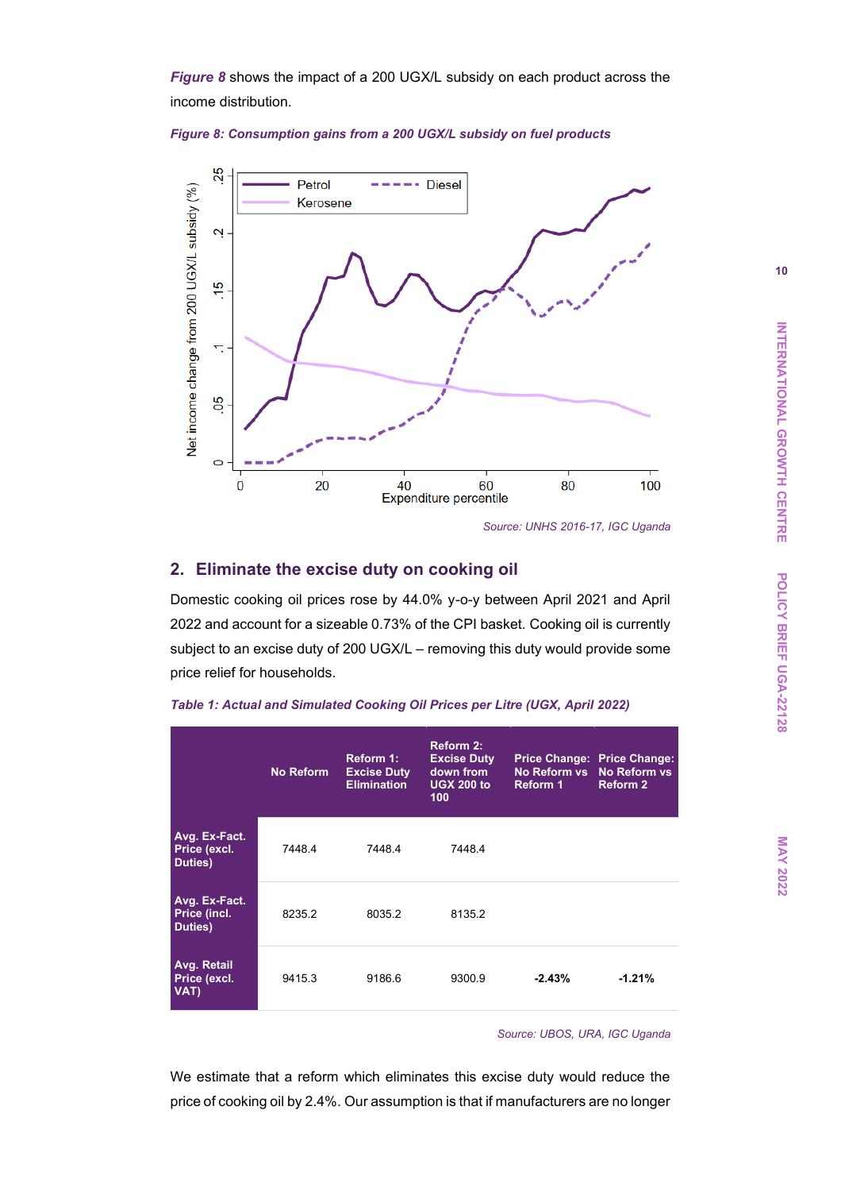*Figure 8* shows the impact of a 200 UGX/L subsidy on each product across the income distribution.

*Figure 8: Consumption gains from a 200 UGX/L subsidy on fuel products*

*Source: UNHS 2016-17, IGC Uganda*

## 2. Eliminate the excise duty on cooking oil

Domestic cooking oil prices rose by 44.0% y-o-y between April 2021 and April 2022 and account for a sizeable 0.73% of the CPI basket. Cooking oil is currently subject to an excise duty of 200 UGX/L – removing this duty would provide some price relief for households.

*Table 1: Actual and Simulated Cooking Oil Prices per Litre (UGX, April 2022)*

| | No Reform | Reform 1: Excise Duty Elimination | Reform 2: Excise Duty down from UGX 200 to 100 | Price Change: No Reform vs Reform 1 | Price Change: No Reform vs Reform 2 |
|---|---|---|---|---|---|
| **Avg. Ex-Fact. Price (excl. Duties)** | 7448.4 | 7448.4 | 7448.4 | | |
| **Avg. Ex-Fact. Price (incl. Duties)** | 8235.2 | 8035.2 | 8135.2 | | |
| **Avg. Retail Price (excl. VAT)** | 9415.3 | 9186.6 | 9300.9 | **-2.43%** | **-1.21%** |

*Source: UBOS, URA, IGC Uganda*

We estimate that a reform which eliminates this excise duty would reduce the price of cooking oil by 2.4%. Our assumption is that if manufacturers are no longer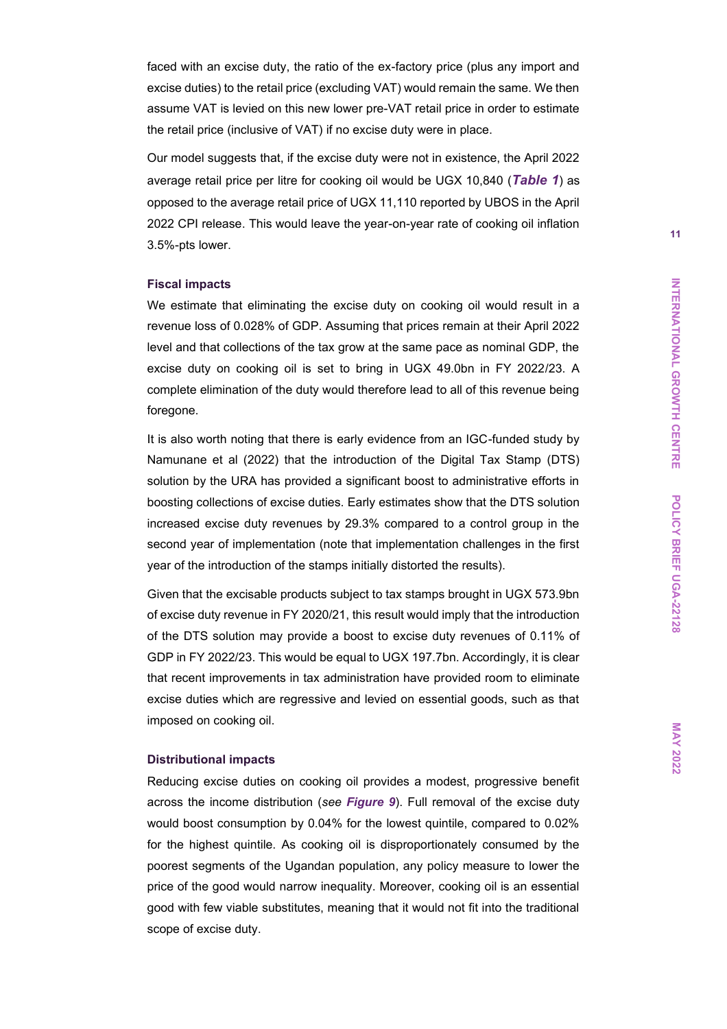faced with an excise duty, the ratio of the ex-factory price (plus any import and excise duties) to the retail price (excluding VAT) would remain the same. We then assume VAT is levied on this new lower pre-VAT retail price in order to estimate the retail price (inclusive of VAT) if no excise duty were in place.

Our model suggests that, if the excise duty were not in existence, the April 2022 average retail price per litre for cooking oil would be UGX 10,840 (***Table 1***) as opposed to the average retail price of UGX 11,110 reported by UBOS in the April 2022 CPI release. This would leave the year-on-year rate of cooking oil inflation 3.5%-pts lower.

### Fiscal impacts

We estimate that eliminating the excise duty on cooking oil would result in a revenue loss of 0.028% of GDP. Assuming that prices remain at their April 2022 level and that collections of the tax grow at the same pace as nominal GDP, the excise duty on cooking oil is set to bring in UGX 49.0bn in FY 2022/23. A complete elimination of the duty would therefore lead to all of this revenue being foregone.

It is also worth noting that there is early evidence from an IGC-funded study by Namunane et al (2022) that the introduction of the Digital Tax Stamp (DTS) solution by the URA has provided a significant boost to administrative efforts in boosting collections of excise duties. Early estimates show that the DTS solution increased excise duty revenues by 29.3% compared to a control group in the second year of implementation (note that implementation challenges in the first year of the introduction of the stamps initially distorted the results).

Given that the excisable products subject to tax stamps brought in UGX 573.9bn of excise duty revenue in FY 2020/21, this result would imply that the introduction of the DTS solution may provide a boost to excise duty revenues of 0.11% of GDP in FY 2022/23. This would be equal to UGX 197.7bn. Accordingly, it is clear that recent improvements in tax administration have provided room to eliminate excise duties which are regressive and levied on essential goods, such as that imposed on cooking oil.

### Distributional impacts

Reducing excise duties on cooking oil provides a modest, progressive benefit across the income distribution (*see **Figure 9***). Full removal of the excise duty would boost consumption by 0.04% for the lowest quintile, compared to 0.02% for the highest quintile. As cooking oil is disproportionately consumed by the poorest segments of the Ugandan population, any policy measure to lower the price of the good would narrow inequality. Moreover, cooking oil is an essential good with few viable substitutes, meaning that it would not fit into the traditional scope of excise duty.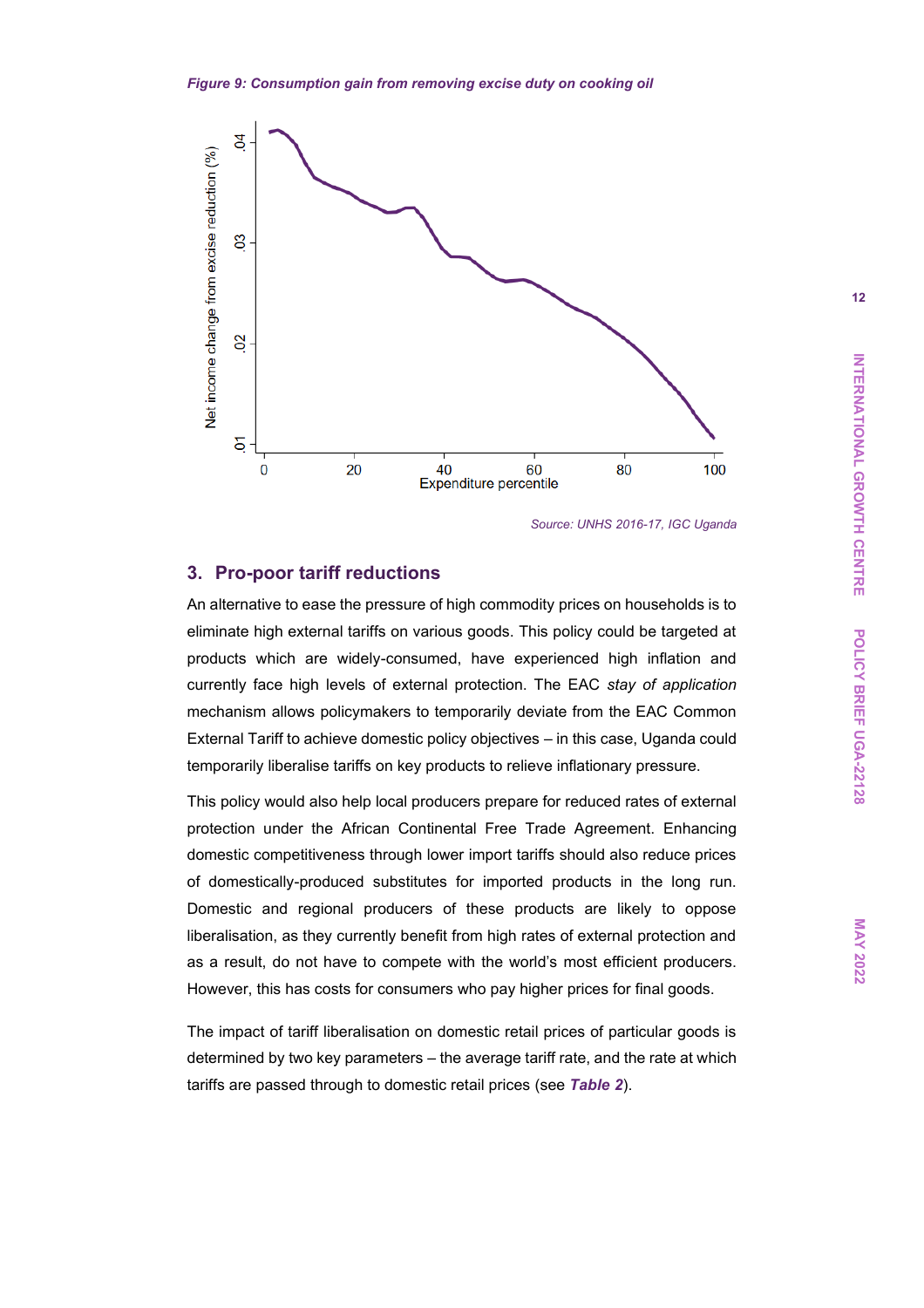*Figure 9: Consumption gain from removing excise duty on cooking oil*

*Source: UNHS 2016-17, IGC Uganda*

## 3. Pro-poor tariff reductions

An alternative to ease the pressure of high commodity prices on households is to eliminate high external tariffs on various goods. This policy could be targeted at products which are widely-consumed, have experienced high inflation and currently face high levels of external protection. The EAC *stay of application* mechanism allows policymakers to temporarily deviate from the EAC Common External Tariff to achieve domestic policy objectives – in this case, Uganda could temporarily liberalise tariffs on key products to relieve inflationary pressure.

This policy would also help local producers prepare for reduced rates of external protection under the African Continental Free Trade Agreement. Enhancing domestic competitiveness through lower import tariffs should also reduce prices of domestically-produced substitutes for imported products in the long run. Domestic and regional producers of these products are likely to oppose liberalisation, as they currently benefit from high rates of external protection and as a result, do not have to compete with the world's most efficient producers. However, this has costs for consumers who pay higher prices for final goods.

The impact of tariff liberalisation on domestic retail prices of particular goods is determined by two key parameters – the average tariff rate, and the rate at which tariffs are passed through to domestic retail prices (see ***Table 2***).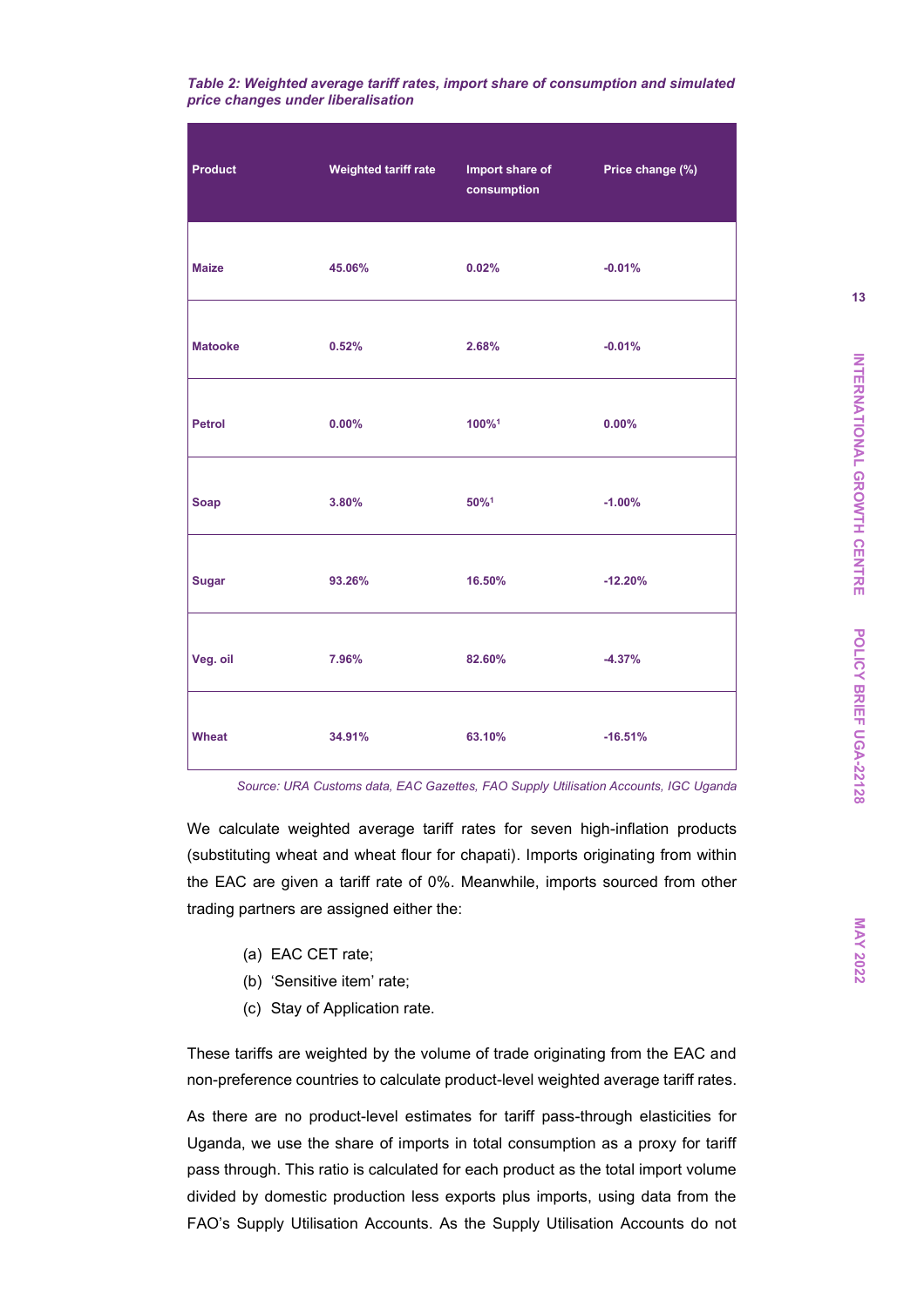*Table 2: Weighted average tariff rates, import share of consumption and simulated price changes under liberalisation*

| Product | Weighted tariff rate | Import share of consumption | Price change (%) |
|---|---|---|---|
| Maize | 45.06% | 0.02% | -0.01% |
| Matooke | 0.52% | 2.68% | -0.01% |
| Petrol | 0.00% | 100%[1] | 0.00% |
| Soap | 3.80% | 50%[1] | -1.00% |
| Sugar | 93.26% | 16.50% | -12.20% |
| Veg. oil | 7.96% | 82.60% | -4.37% |
| Wheat | 34.91% | 63.10% | -16.51% |

*Source: URA Customs data, EAC Gazettes, FAO Supply Utilisation Accounts, IGC Uganda*

We calculate weighted average tariff rates for seven high-inflation products (substituting wheat and wheat flour for chapati). Imports originating from within the EAC are given a tariff rate of 0%. Meanwhile, imports sourced from other trading partners are assigned either the:

(a) EAC CET rate;
(b) 'Sensitive item' rate;
(c) Stay of Application rate.

These tariffs are weighted by the volume of trade originating from the EAC and non-preference countries to calculate product-level weighted average tariff rates.

As there are no product-level estimates for tariff pass-through elasticities for Uganda, we use the share of imports in total consumption as a proxy for tariff pass through. This ratio is calculated for each product as the total import volume divided by domestic production less exports plus imports, using data from the FAO's Supply Utilisation Accounts. As the Supply Utilisation Accounts do not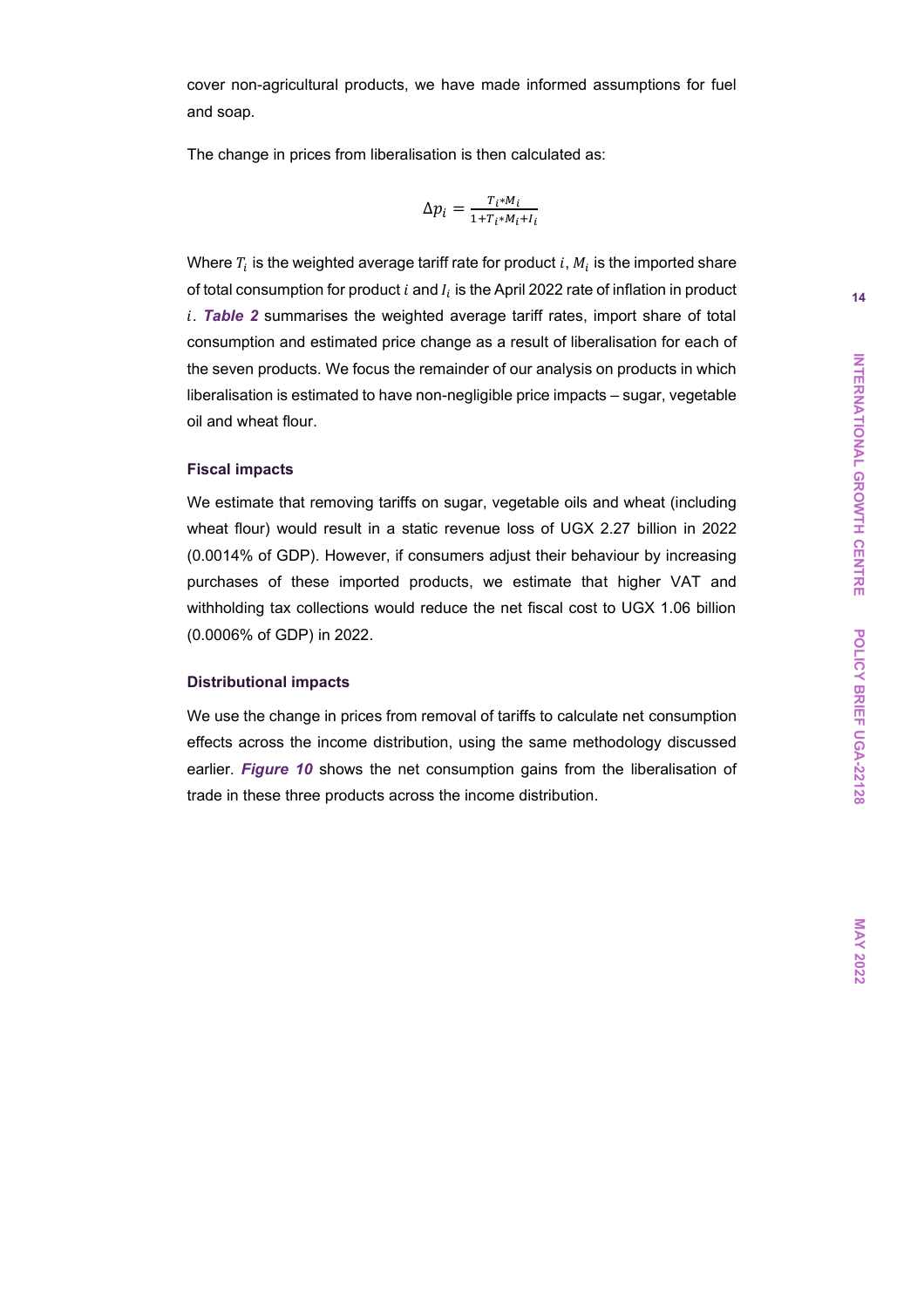cover non-agricultural products, we have made informed assumptions for fuel and soap.

The change in prices from liberalisation is then calculated as:

$$\Delta p_i = \frac{T_i * M_i}{1 + T_i * M_i + I_i}$$

Where $T_i$ is the weighted average tariff rate for product $i$, $M_i$ is the imported share of total consumption for product $i$ and $I_i$ is the April 2022 rate of inflation in product $i$. ***Table 2*** summarises the weighted average tariff rates, import share of total consumption and estimated price change as a result of liberalisation for each of the seven products. We focus the remainder of our analysis on products in which liberalisation is estimated to have non-negligible price impacts – sugar, vegetable oil and wheat flour.

#### Fiscal impacts

We estimate that removing tariffs on sugar, vegetable oils and wheat (including wheat flour) would result in a static revenue loss of UGX 2.27 billion in 2022 (0.0014% of GDP). However, if consumers adjust their behaviour by increasing purchases of these imported products, we estimate that higher VAT and withholding tax collections would reduce the net fiscal cost to UGX 1.06 billion (0.0006% of GDP) in 2022.

#### Distributional impacts

We use the change in prices from removal of tariffs to calculate net consumption effects across the income distribution, using the same methodology discussed earlier. ***Figure 10*** shows the net consumption gains from the liberalisation of trade in these three products across the income distribution.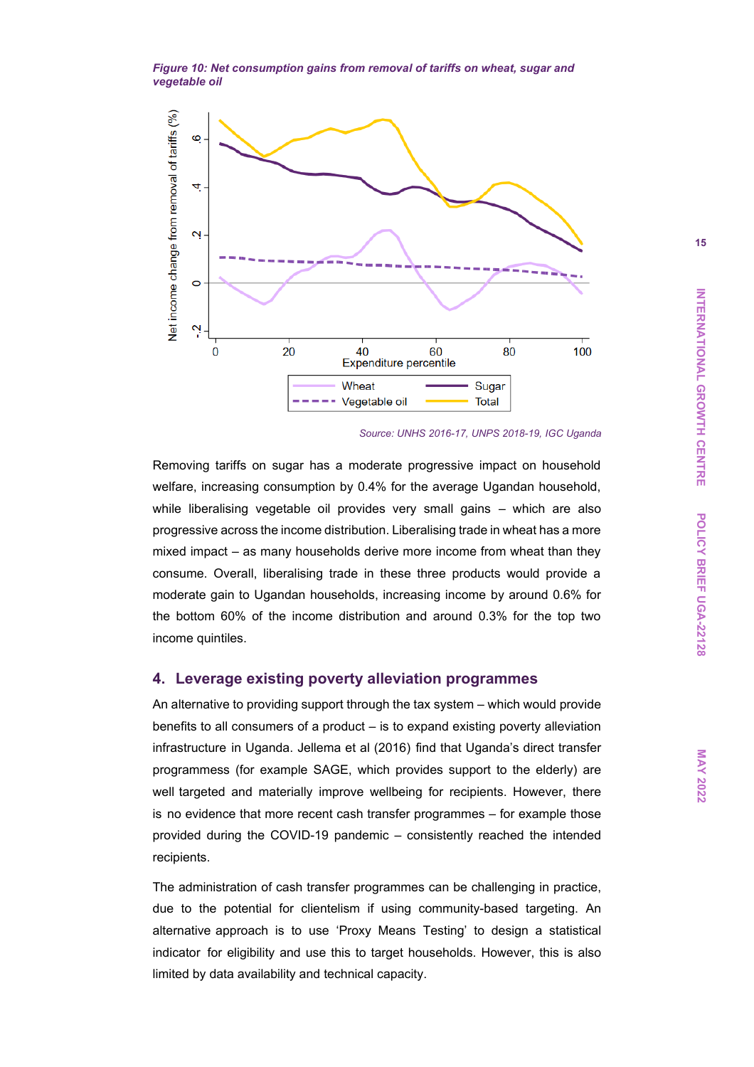*Figure 10: Net consumption gains from removal of tariffs on wheat, sugar and vegetable oil*

*Source: UNHS 2016-17, UNPS 2018-19, IGC Uganda*

Removing tariffs on sugar has a moderate progressive impact on household welfare, increasing consumption by 0.4% for the average Ugandan household, while liberalising vegetable oil provides very small gains – which are also progressive across the income distribution. Liberalising trade in wheat has a more mixed impact – as many households derive more income from wheat than they consume. Overall, liberalising trade in these three products would provide a moderate gain to Ugandan households, increasing income by around 0.6% for the bottom 60% of the income distribution and around 0.3% for the top two income quintiles.

## 4. Leverage existing poverty alleviation programmes

An alternative to providing support through the tax system – which would provide benefits to all consumers of a product – is to expand existing poverty alleviation infrastructure in Uganda. Jellema et al (2016) find that Uganda's direct transfer programmess (for example SAGE, which provides support to the elderly) are well targeted and materially improve wellbeing for recipients. However, there is no evidence that more recent cash transfer programmes – for example those provided during the COVID-19 pandemic – consistently reached the intended recipients.

The administration of cash transfer programmes can be challenging in practice, due to the potential for clientelism if using community-based targeting. An alternative approach is to use 'Proxy Means Testing' to design a statistical indicator for eligibility and use this to target households. However, this is also limited by data availability and technical capacity.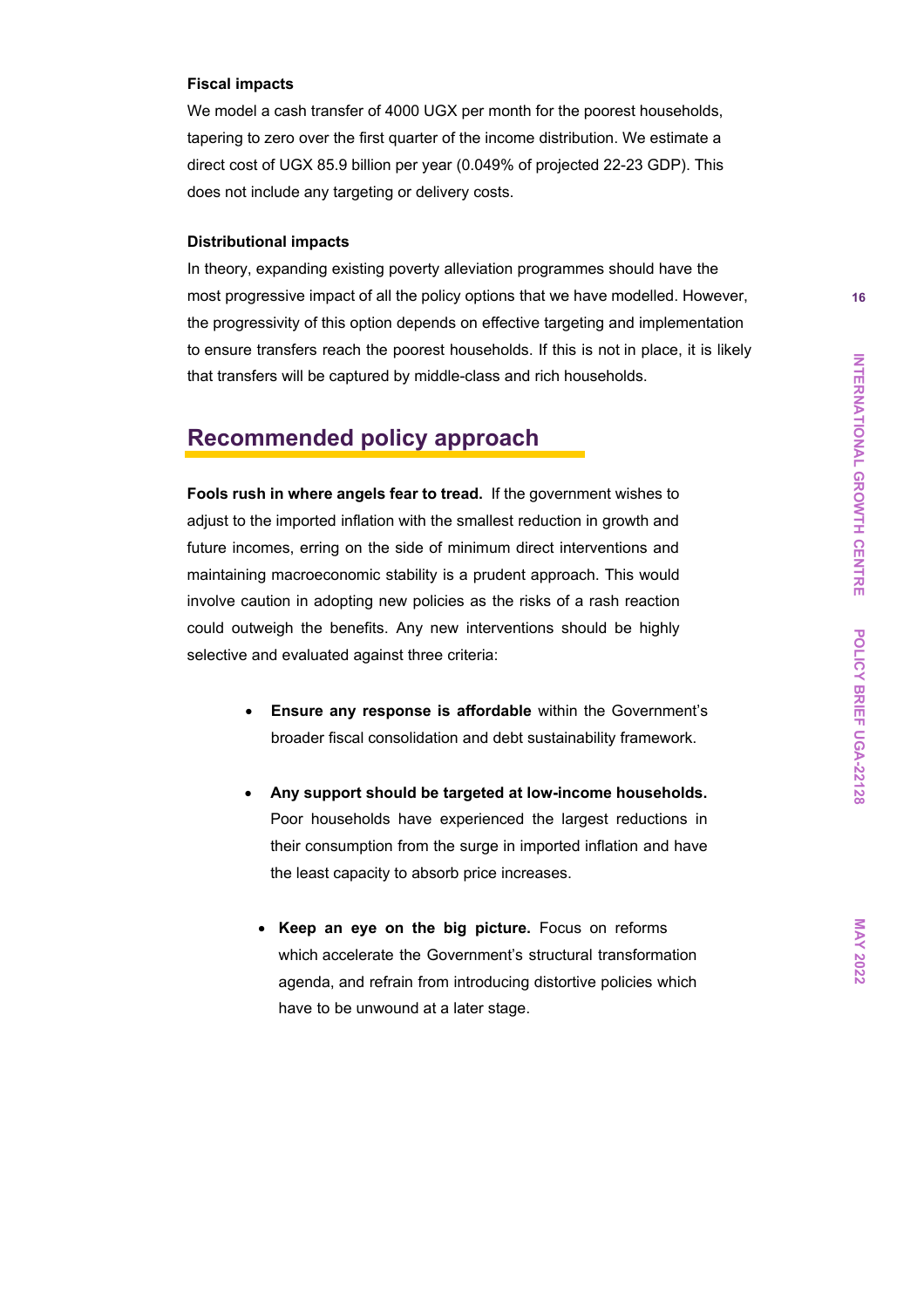**Fiscal impacts**

We model a cash transfer of 4000 UGX per month for the poorest households, tapering to zero over the first quarter of the income distribution. We estimate a direct cost of UGX 85.9 billion per year (0.049% of projected 22-23 GDP). This does not include any targeting or delivery costs.

**Distributional impacts**

In theory, expanding existing poverty alleviation programmes should have the most progressive impact of all the policy options that we have modelled. However, the progressivity of this option depends on effective targeting and implementation to ensure transfers reach the poorest households. If this is not in place, it is likely that transfers will be captured by middle-class and rich households.

## Recommended policy approach

**Fools rush in where angels fear to tread.** If the government wishes to adjust to the imported inflation with the smallest reduction in growth and future incomes, erring on the side of minimum direct interventions and maintaining macroeconomic stability is a prudent approach. This would involve caution in adopting new policies as the risks of a rash reaction could outweigh the benefits. Any new interventions should be highly selective and evaluated against three criteria:

- **Ensure any response is affordable** within the Government's broader fiscal consolidation and debt sustainability framework.
- **Any support should be targeted at low-income households.** Poor households have experienced the largest reductions in their consumption from the surge in imported inflation and have the least capacity to absorb price increases.
- **Keep an eye on the big picture.** Focus on reforms which accelerate the Government's structural transformation agenda, and refrain from introducing distortive policies which have to be unwound at a later stage.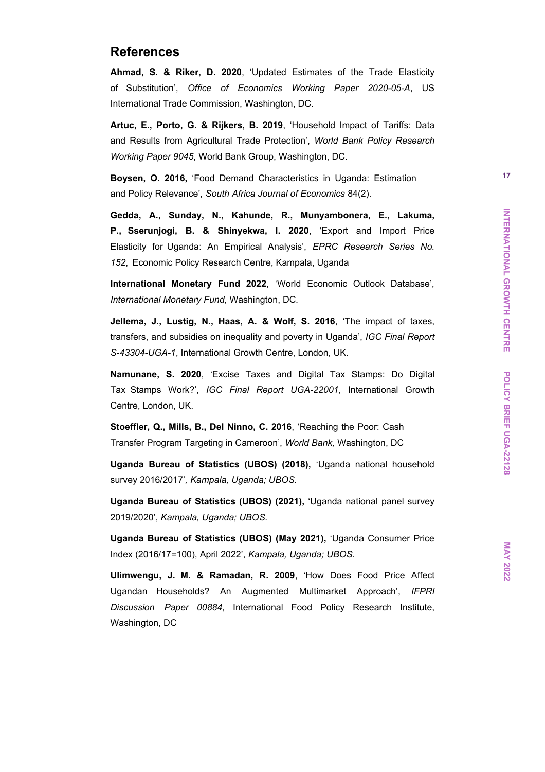## References

**Ahmad, S. & Riker, D. 2020**, 'Updated Estimates of the Trade Elasticity of Substitution', *Office of Economics Working Paper 2020-05-A*, US International Trade Commission, Washington, DC.

**Artuc, E., Porto, G. & Rijkers, B. 2019**, 'Household Impact of Tariffs: Data and Results from Agricultural Trade Protection', *World Bank Policy Research Working Paper 9045*, World Bank Group, Washington, DC.

**Boysen, O. 2016,** 'Food Demand Characteristics in Uganda: Estimation and Policy Relevance', *South Africa Journal of Economics* 84(2).

**Gedda, A., Sunday, N., Kahunde, R., Munyambonera, E., Lakuma, P., Sserunjogi, B. & Shinyekwa, I. 2020**, 'Export and Import Price Elasticity for Uganda: An Empirical Analysis', *EPRC Research Series No. 152*, Economic Policy Research Centre, Kampala, Uganda

**International Monetary Fund 2022**, 'World Economic Outlook Database', *International Monetary Fund,* Washington, DC.

**Jellema, J., Lustig, N., Haas, A. & Wolf, S. 2016**, 'The impact of taxes, transfers, and subsidies on inequality and poverty in Uganda', *IGC Final Report S-43304-UGA-1*, International Growth Centre, London, UK.

**Namunane, S. 2020**, 'Excise Taxes and Digital Tax Stamps: Do Digital Tax Stamps Work?', *IGC Final Report UGA-22001*, International Growth Centre, London, UK.

**Stoeffler, Q., Mills, B., Del Ninno, C. 2016**, 'Reaching the Poor: Cash Transfer Program Targeting in Cameroon', *World Bank,* Washington, DC

**Uganda Bureau of Statistics (UBOS) (2018),** 'Uganda national household survey 2016/2017'*, Kampala, Uganda; UBOS.*

**Uganda Bureau of Statistics (UBOS) (2021),** 'Uganda national panel survey 2019/2020', *Kampala, Uganda; UBOS.*

**Uganda Bureau of Statistics (UBOS) (May 2021),** 'Uganda Consumer Price Index (2016/17=100), April 2022', *Kampala, Uganda; UBOS.*

**Ulimwengu, J. M. & Ramadan, R. 2009**, 'How Does Food Price Affect Ugandan Households? An Augmented Multimarket Approach', *IFPRI Discussion Paper 00884*, International Food Policy Research Institute, Washington, DC